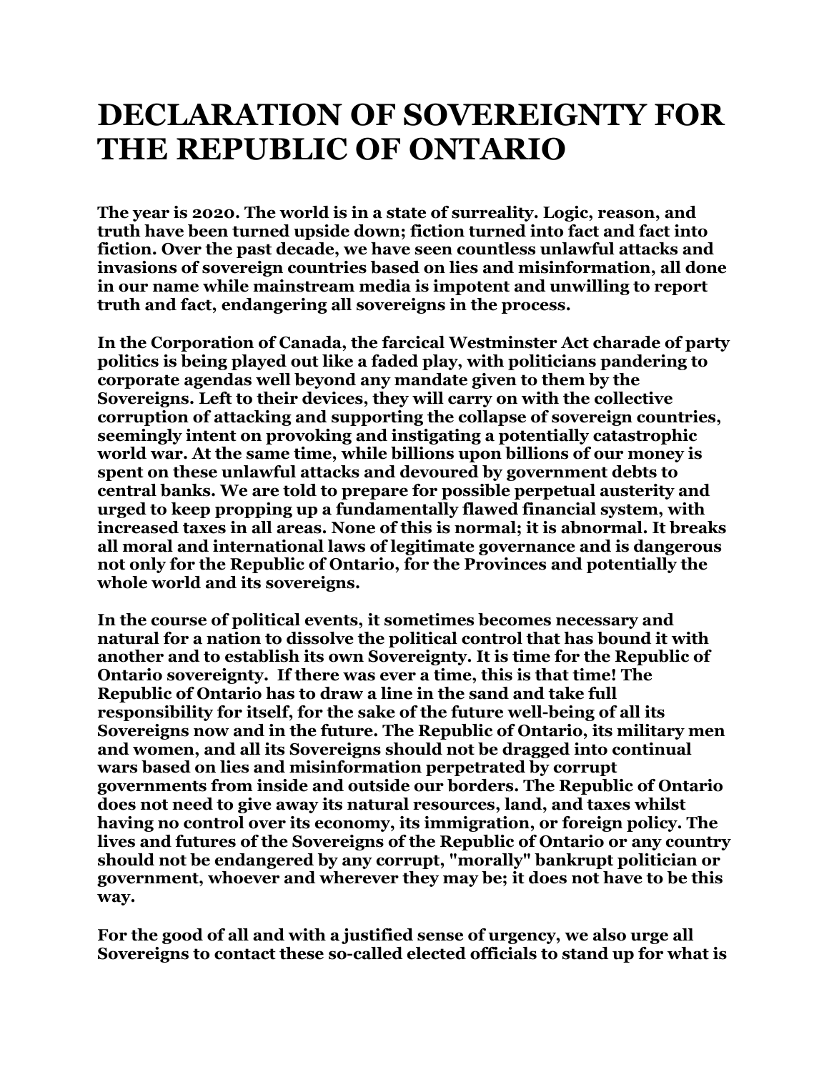# DECLARATION OF SOVEREIGNTY FOR THE REPUBLIC OF ONTARIO

**The year is 2020. The world is in a state of surreality. Logic, reason, and truth have been turned upside down; fiction turned into fact and fact into fiction. Over the past decade, we have seen countless unlawful attacks and invasions of sovereign countries based on lies and misinformation, all done in our name while mainstream media is impotent and unwilling to report truth and fact, endangering all sovereigns in the process.**

**In the Corporation of Canada, the farcical Westminster Act charade of party politics is being played out like a faded play, with politicians pandering to corporate agendas well beyond any mandate given to them by the Sovereigns. Left to their devices, they will carry on with the collective corruption of attacking and supporting the collapse of sovereign countries, seemingly intent on provoking and instigating a potentially catastrophic world war. At the same time, while billions upon billions of our money is spent on these unlawful attacks and devoured by government debts to central banks. We are told to prepare for possible perpetual austerity and urged to keep propping up a fundamentally flawed financial system, with increased taxes in all areas. None of this is normal; it is abnormal. It breaks all moral and international laws of legitimate governance and is dangerous not only for the Republic of Ontario, for the Provinces and potentially the whole world and its sovereigns.**

**In the course of political events, it sometimes becomes necessary and natural for a nation to dissolve the political control that has bound it with another and to establish its own Sovereignty. It is time for the Republic of Ontario sovereignty. If there was ever a time, this is that time! The Republic of Ontario has to draw a line in the sand and take full responsibility for itself, for the sake of the future well-being of all its Sovereigns now and in the future. The Republic of Ontario, its military men and women, and all its Sovereigns should not be dragged into continual wars based on lies and misinformation perpetrated by corrupt governments from inside and outside our borders. The Republic of Ontario does not need to give away its natural resources, land, and taxes whilst having no control over its economy, its immigration, or foreign policy. The lives and futures of the Sovereigns of the Republic of Ontario or any country should not be endangered by any corrupt, "morally" bankrupt politician or government, whoever and wherever they may be; it does not have to be this way.**

**For the good of all and with a justified sense of urgency, we also urge all Sovereigns to contact these so-called elected officials to stand up for what is**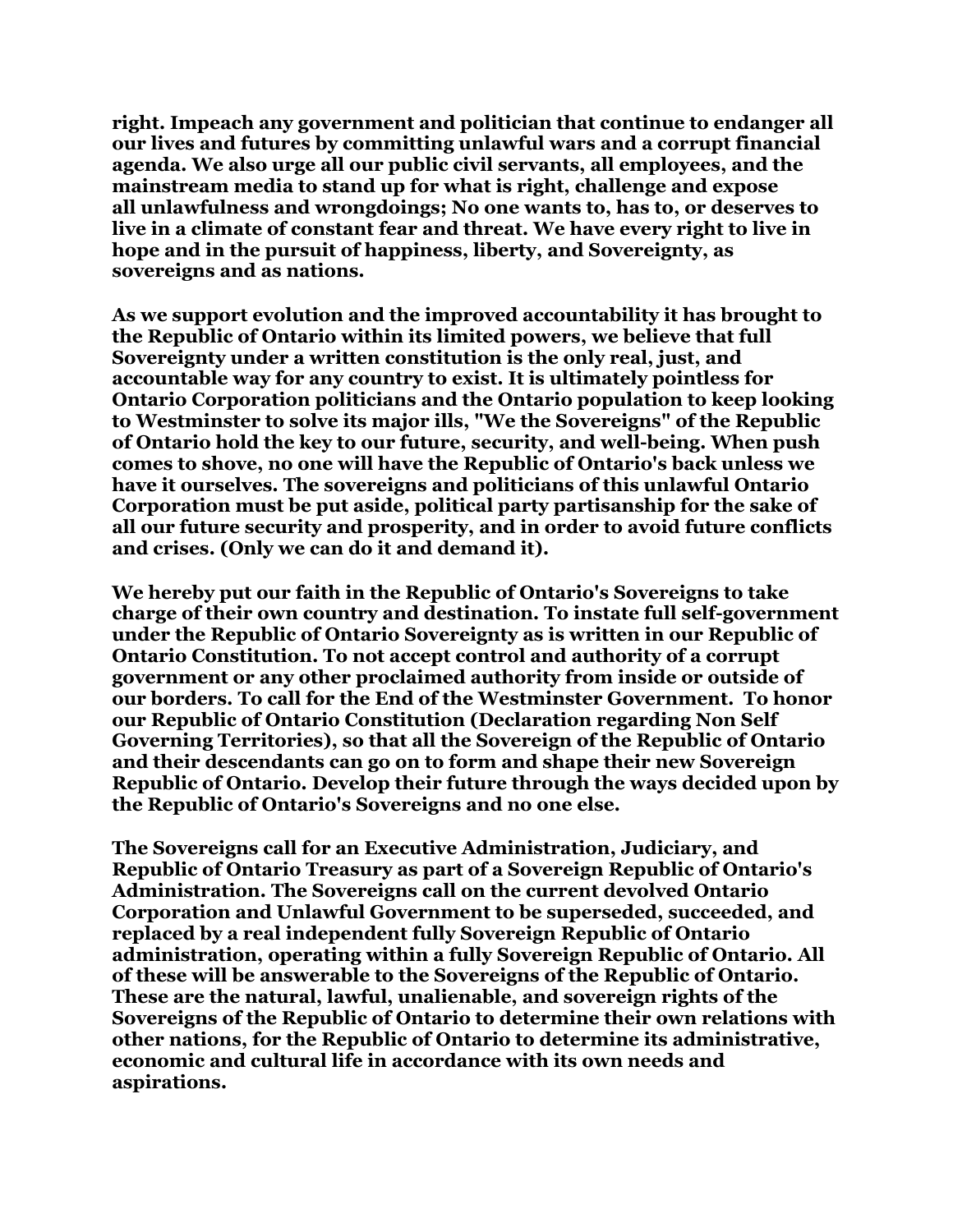**right. Impeach any government and politician that continue to endanger all our lives and futures by committing unlawful wars and a corrupt financial agenda. We also urge all our public civil servants, all employees, and the mainstream media to stand up for what is right, challenge and expose all unlawfulness and wrongdoings; No one wants to, has to, or deserves to live in a climate of constant fear and threat. We have every right to live in hope and in the pursuit of happiness, liberty, and Sovereignty, as sovereigns and as nations.**

**As we support evolution and the improved accountability it has brought to the Republic of Ontario within its limited powers, we believe that full Sovereignty under a written constitution is the only real, just, and accountable way for any country to exist. It is ultimately pointless for Ontario Corporation politicians and the Ontario population to keep looking to Westminster to solve its major ills, "We the Sovereigns" of the Republic of Ontario hold the key to our future, security, and well-being. When push comes to shove, no one will have the Republic of Ontario's back unless we have it ourselves. The sovereigns and politicians of this unlawful Ontario Corporation must be put aside, political party partisanship for the sake of all our future security and prosperity, and in order to avoid future conflicts and crises. (Only we can do it and demand it).**

**We hereby put our faith in the Republic of Ontario's Sovereigns to take charge of their own country and destination. To instate full self-government under the Republic of Ontario Sovereignty as is written in our Republic of Ontario Constitution. To not accept control and authority of a corrupt government or any other proclaimed authority from inside or outside of our borders. To call for the End of the Westminster Government. To honor our Republic of Ontario Constitution (Declaration regarding Non Self Governing Territories), so that all the Sovereign of the Republic of Ontario and their descendants can go on to form and shape their new Sovereign Republic of Ontario. Develop their future through the ways decided upon by the Republic of Ontario's Sovereigns and no one else.**

**The Sovereigns call for an Executive Administration, Judiciary, and Republic of Ontario Treasury as part of a Sovereign Republic of Ontario's Administration. The Sovereigns call on the current devolved Ontario Corporation and Unlawful Government to be superseded, succeeded, and replaced by a real independent fully Sovereign Republic of Ontario administration, operating within a fully Sovereign Republic of Ontario. All of these will be answerable to the Sovereigns of the Republic of Ontario. These are the natural, lawful, unalienable, and sovereign rights of the Sovereigns of the Republic of Ontario to determine their own relations with other nations, for the Republic of Ontario to determine its administrative, economic and cultural life in accordance with its own needs and aspirations.**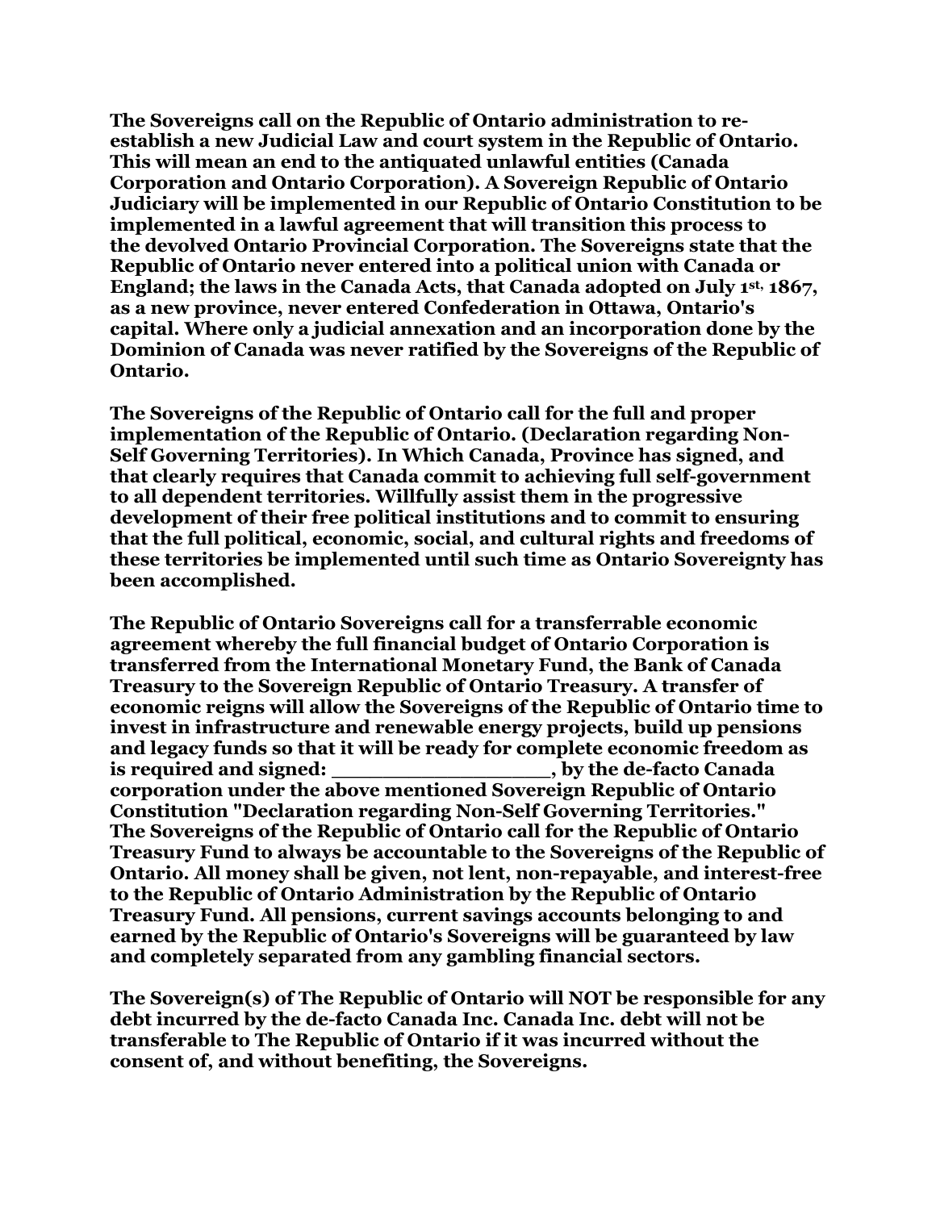**The Sovereigns call on the Republic of Ontario administration to re-establish a new Judicial Law and court system in the Republic of Ontario. This will mean an end to the antiquated unlawful entities (Canada Corporation and Ontario Corporation). A Sovereign Republic of Ontario Judiciary will be implemented in our Republic of Ontario Constitution to be implemented in a lawful agreement that will transition this process to the devolved Ontario Provincial Corporation. The Sovereigns state that the Republic of Ontario never entered into a political union with Canada or England; the laws in the Canada Acts, that Canada adopted on July 1st, 1867, as a new province, never entered Confederation in Ottawa, Ontario's capital. Where only a judicial annexation and an incorporation done by the Dominion of Canada was never ratified by the Sovereigns of the Republic of Ontario.**

**The Sovereigns of the Republic of Ontario call for the full and proper implementation of the Republic of Ontario. (Declaration regarding Non-Self Governing Territories). In Which Canada, Province has signed, and that clearly requires that Canada commit to achieving full self-government to all dependent territories. Willfully assist them in the progressive development of their free political institutions and to commit to ensuring that the full political, economic, social, and cultural rights and freedoms of these territories be implemented until such time as Ontario Sovereignty has been accomplished.**

**The Republic of Ontario Sovereigns call for a transferrable economic agreement whereby the full financial budget of Ontario Corporation is transferred from the International Monetary Fund, the Bank of Canada Treasury to the Sovereign Republic of Ontario Treasury. A transfer of economic reigns will allow the Sovereigns of the Republic of Ontario time to invest in infrastructure and renewable energy projects, build up pensions and legacy funds so that it will be ready for complete economic freedom as is required and signed: _________________, by the de-facto Canada corporation under the above mentioned Sovereign Republic of Ontario Constitution "Declaration regarding Non-Self Governing Territories." The Sovereigns of the Republic of Ontario call for the Republic of Ontario Treasury Fund to always be accountable to the Sovereigns of the Republic of Ontario. All money shall be given, not lent, non-repayable, and interest-free to the Republic of Ontario Administration by the Republic of Ontario Treasury Fund. All pensions, current savings accounts belonging to and earned by the Republic of Ontario's Sovereigns will be guaranteed by law and completely separated from any gambling financial sectors.**

**The Sovereign(s) of The Republic of Ontario will NOT be responsible for any debt incurred by the de-facto Canada Inc. Canada Inc. debt will not be transferable to The Republic of Ontario if it was incurred without the consent of, and without benefiting, the Sovereigns.**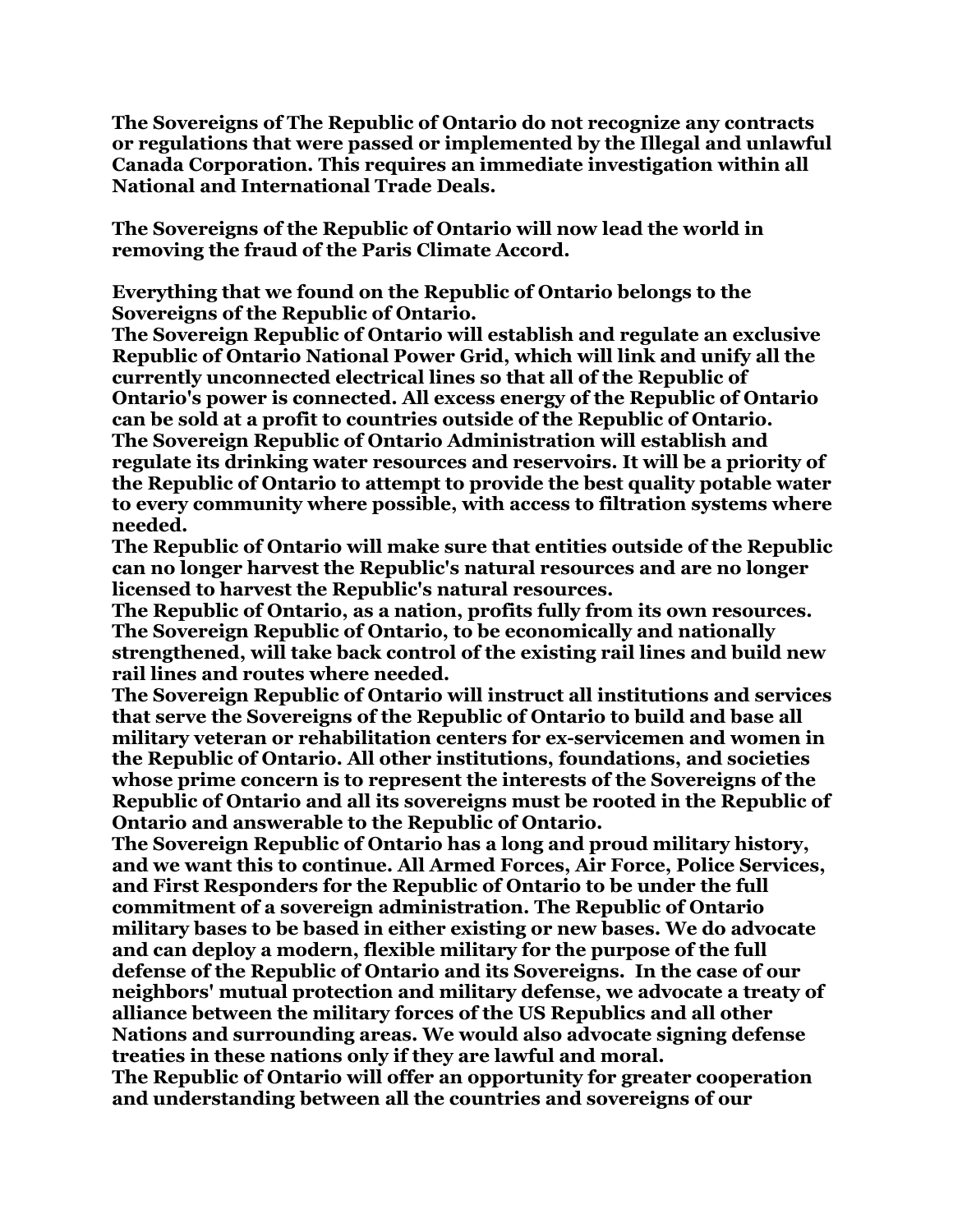**The Sovereigns of The Republic of Ontario do not recognize any contracts or regulations that were passed or implemented by the Illegal and unlawful Canada Corporation. This requires an immediate investigation within all National and International Trade Deals.**

**The Sovereigns of the Republic of Ontario will now lead the world in removing the fraud of the Paris Climate Accord.**

**Everything that we found on the Republic of Ontario belongs to the Sovereigns of the Republic of Ontario.**
**The Sovereign Republic of Ontario will establish and regulate an exclusive Republic of Ontario National Power Grid, which will link and unify all the currently unconnected electrical lines so that all of the Republic of Ontario's power is connected. All excess energy of the Republic of Ontario can be sold at a profit to countries outside of the Republic of Ontario.**
**The Sovereign Republic of Ontario Administration will establish and regulate its drinking water resources and reservoirs. It will be a priority of the Republic of Ontario to attempt to provide the best quality potable water to every community where possible, with access to filtration systems where needed.**
**The Republic of Ontario will make sure that entities outside of the Republic can no longer harvest the Republic's natural resources and are no longer licensed to harvest the Republic's natural resources.**
**The Republic of Ontario, as a nation, profits fully from its own resources.**
**The Sovereign Republic of Ontario, to be economically and nationally strengthened, will take back control of the existing rail lines and build new rail lines and routes where needed.**
**The Sovereign Republic of Ontario will instruct all institutions and services that serve the Sovereigns of the Republic of Ontario to build and base all military veteran or rehabilitation centers for ex-servicemen and women in the Republic of Ontario. All other institutions, foundations, and societies whose prime concern is to represent the interests of the Sovereigns of the Republic of Ontario and all its sovereigns must be rooted in the Republic of Ontario and answerable to the Republic of Ontario.**
**The Sovereign Republic of Ontario has a long and proud military history, and we want this to continue. All Armed Forces, Air Force, Police Services, and First Responders for the Republic of Ontario to be under the full commitment of a sovereign administration. The Republic of Ontario military bases to be based in either existing or new bases. We do advocate and can deploy a modern, flexible military for the purpose of the full defense of the Republic of Ontario and its Sovereigns. In the case of our neighbors' mutual protection and military defense, we advocate a treaty of alliance between the military forces of the US Republics and all other Nations and surrounding areas. We would also advocate signing defense treaties in these nations only if they are lawful and moral.**
**The Republic of Ontario will offer an opportunity for greater cooperation and understanding between all the countries and sovereigns of our**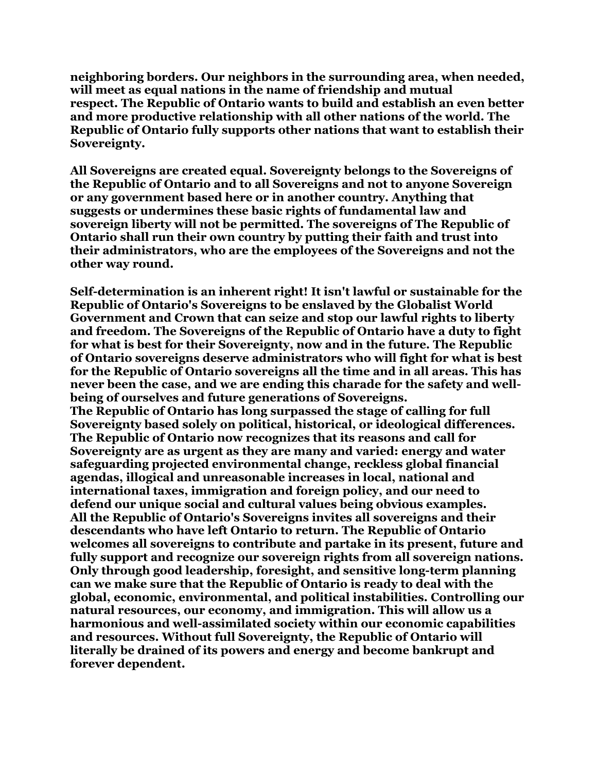**neighboring borders. Our neighbors in the surrounding area, when needed, will meet as equal nations in the name of friendship and mutual respect. The Republic of Ontario wants to build and establish an even better and more productive relationship with all other nations of the world. The Republic of Ontario fully supports other nations that want to establish their Sovereignty.**

**All Sovereigns are created equal. Sovereignty belongs to the Sovereigns of the Republic of Ontario and to all Sovereigns and not to anyone Sovereign or any government based here or in another country. Anything that suggests or undermines these basic rights of fundamental law and sovereign liberty will not be permitted. The sovereigns of The Republic of Ontario shall run their own country by putting their faith and trust into their administrators, who are the employees of the Sovereigns and not the other way round.**

**Self-determination is an inherent right! It isn't lawful or sustainable for the Republic of Ontario's Sovereigns to be enslaved by the Globalist World Government and Crown that can seize and stop our lawful rights to liberty and freedom. The Sovereigns of the Republic of Ontario have a duty to fight for what is best for their Sovereignty, now and in the future. The Republic of Ontario sovereigns deserve administrators who will fight for what is best for the Republic of Ontario sovereigns all the time and in all areas. This has never been the case, and we are ending this charade for the safety and well-being of ourselves and future generations of Sovereigns.**
**The Republic of Ontario has long surpassed the stage of calling for full Sovereignty based solely on political, historical, or ideological differences. The Republic of Ontario now recognizes that its reasons and call for Sovereignty are as urgent as they are many and varied: energy and water safeguarding projected environmental change, reckless global financial agendas, illogical and unreasonable increases in local, national and international taxes, immigration and foreign policy, and our need to defend our unique social and cultural values being obvious examples.**
**All the Republic of Ontario's Sovereigns invites all sovereigns and their descendants who have left Ontario to return. The Republic of Ontario welcomes all sovereigns to contribute and partake in its present, future and fully support and recognize our sovereign rights from all sovereign nations. Only through good leadership, foresight, and sensitive long-term planning can we make sure that the Republic of Ontario is ready to deal with the global, economic, environmental, and political instabilities. Controlling our natural resources, our economy, and immigration. This will allow us a harmonious and well-assimilated society within our economic capabilities and resources. Without full Sovereignty, the Republic of Ontario will literally be drained of its powers and energy and become bankrupt and forever dependent.**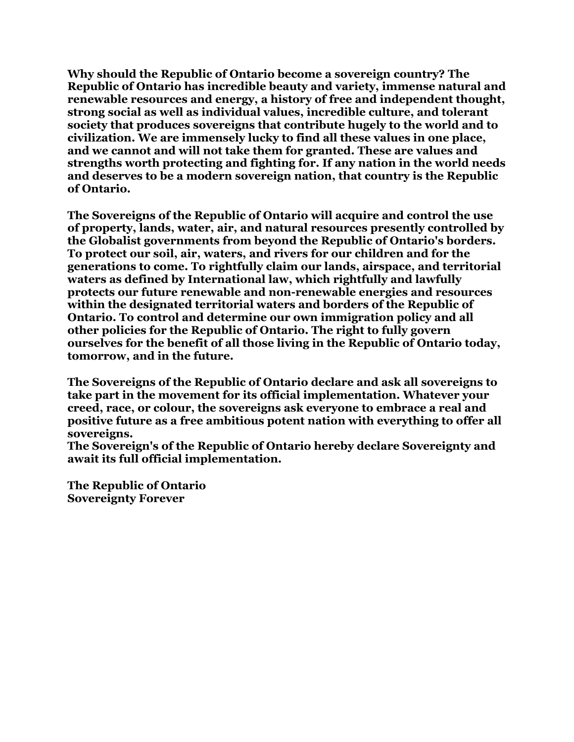**Why should the Republic of Ontario become a sovereign country? The Republic of Ontario has incredible beauty and variety, immense natural and renewable resources and energy, a history of free and independent thought, strong social as well as individual values, incredible culture, and tolerant society that produces sovereigns that contribute hugely to the world and to civilization. We are immensely lucky to find all these values in one place, and we cannot and will not take them for granted. These are values and strengths worth protecting and fighting for. If any nation in the world needs and deserves to be a modern sovereign nation, that country is the Republic of Ontario.**

**The Sovereigns of the Republic of Ontario will acquire and control the use of property, lands, water, air, and natural resources presently controlled by the Globalist governments from beyond the Republic of Ontario's borders. To protect our soil, air, waters, and rivers for our children and for the generations to come. To rightfully claim our lands, airspace, and territorial waters as defined by International law, which rightfully and lawfully protects our future renewable and non-renewable energies and resources within the designated territorial waters and borders of the Republic of Ontario. To control and determine our own immigration policy and all other policies for the Republic of Ontario. The right to fully govern ourselves for the benefit of all those living in the Republic of Ontario today, tomorrow, and in the future.**

**The Sovereigns of the Republic of Ontario declare and ask all sovereigns to take part in the movement for its official implementation. Whatever your creed, race, or colour, the sovereigns ask everyone to embrace a real and positive future as a free ambitious potent nation with everything to offer all sovereigns.**
**The Sovereign's of the Republic of Ontario hereby declare Sovereignty and await its full official implementation.**

**The Republic of Ontario**
**Sovereignty Forever**